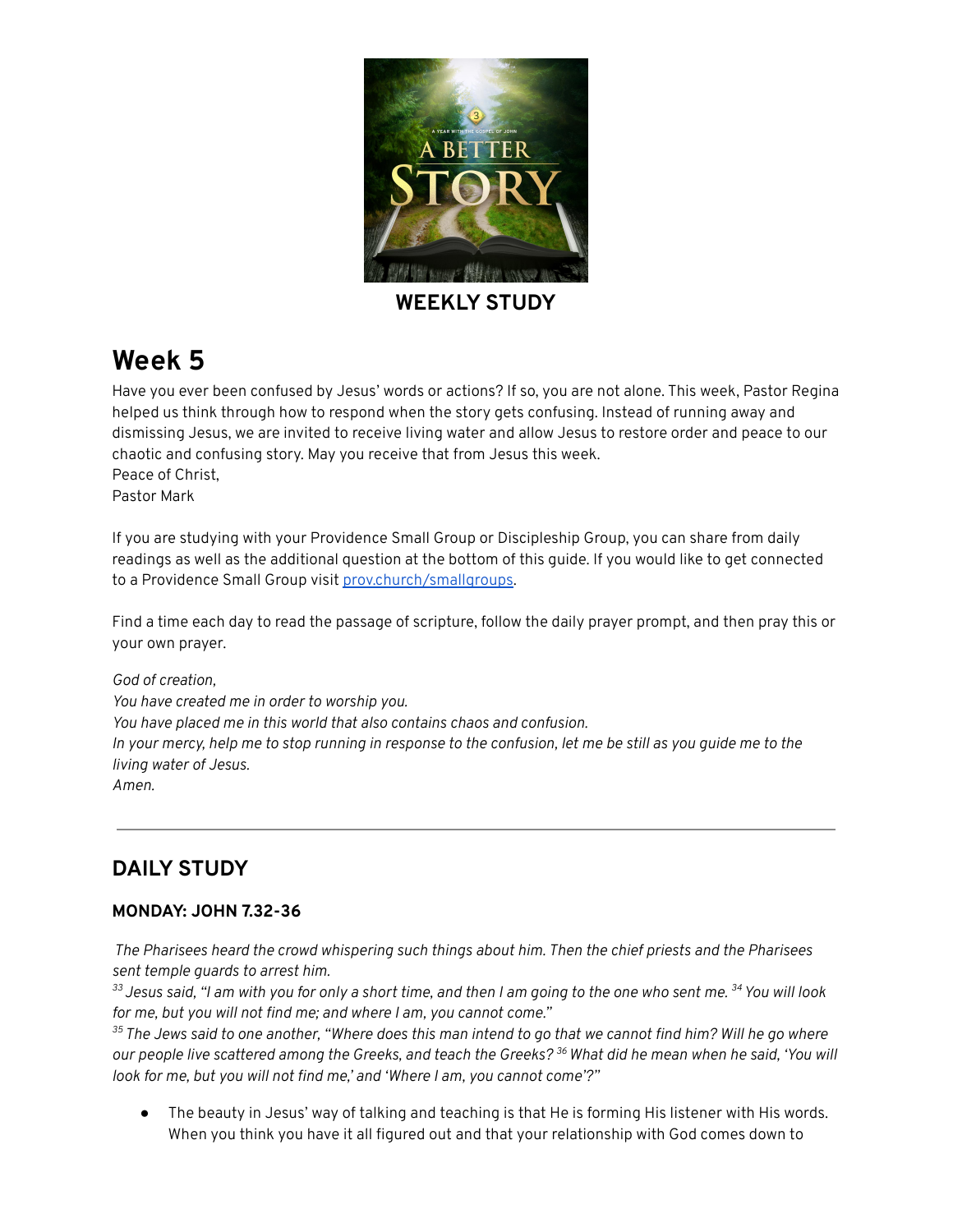**WEEKLY STUDY**

# Week 5

Have you ever been confused by Jesus' words or actions? If so, you are not alone. This week, Pastor Regina helped us think through how to respond when the story gets confusing. Instead of running away and dismissing Jesus, we are invited to receive living water and allow Jesus to restore order and peace to our chaotic and confusing story. May you receive that from Jesus this week.
Peace of Christ,
Pastor Mark

If you are studying with your Providence Small Group or Discipleship Group, you can share from daily readings as well as the additional question at the bottom of this guide. If you would like to get connected to a Providence Small Group visit [prov.church/smallgroups](prov.church/smallgroups).

Find a time each day to read the passage of scripture, follow the daily prayer prompt, and then pray this or your own prayer.

*God of creation,*
*You have created me in order to worship you.*
*You have placed me in this world that also contains chaos and confusion.*
*In your mercy, help me to stop running in response to the confusion, let me be still as you guide me to the living water of Jesus.*
*Amen.*

---

## DAILY STUDY

### MONDAY: JOHN 7.32-36

*The Pharisees heard the crowd whispering such things about him. Then the chief priests and the Pharisees sent temple guards to arrest him.*
*[33] Jesus said, "I am with you for only a short time, and then I am going to the one who sent me. [34] You will look for me, but you will not find me; and where I am, you cannot come."*
*[35] The Jews said to one another, "Where does this man intend to go that we cannot find him? Will he go where our people live scattered among the Greeks, and teach the Greeks? [36] What did he mean when he said, 'You will look for me, but you will not find me,' and 'Where I am, you cannot come'?"*

- The beauty in Jesus' way of talking and teaching is that He is forming His listener with His words. When you think you have it all figured out and that your relationship with God comes down to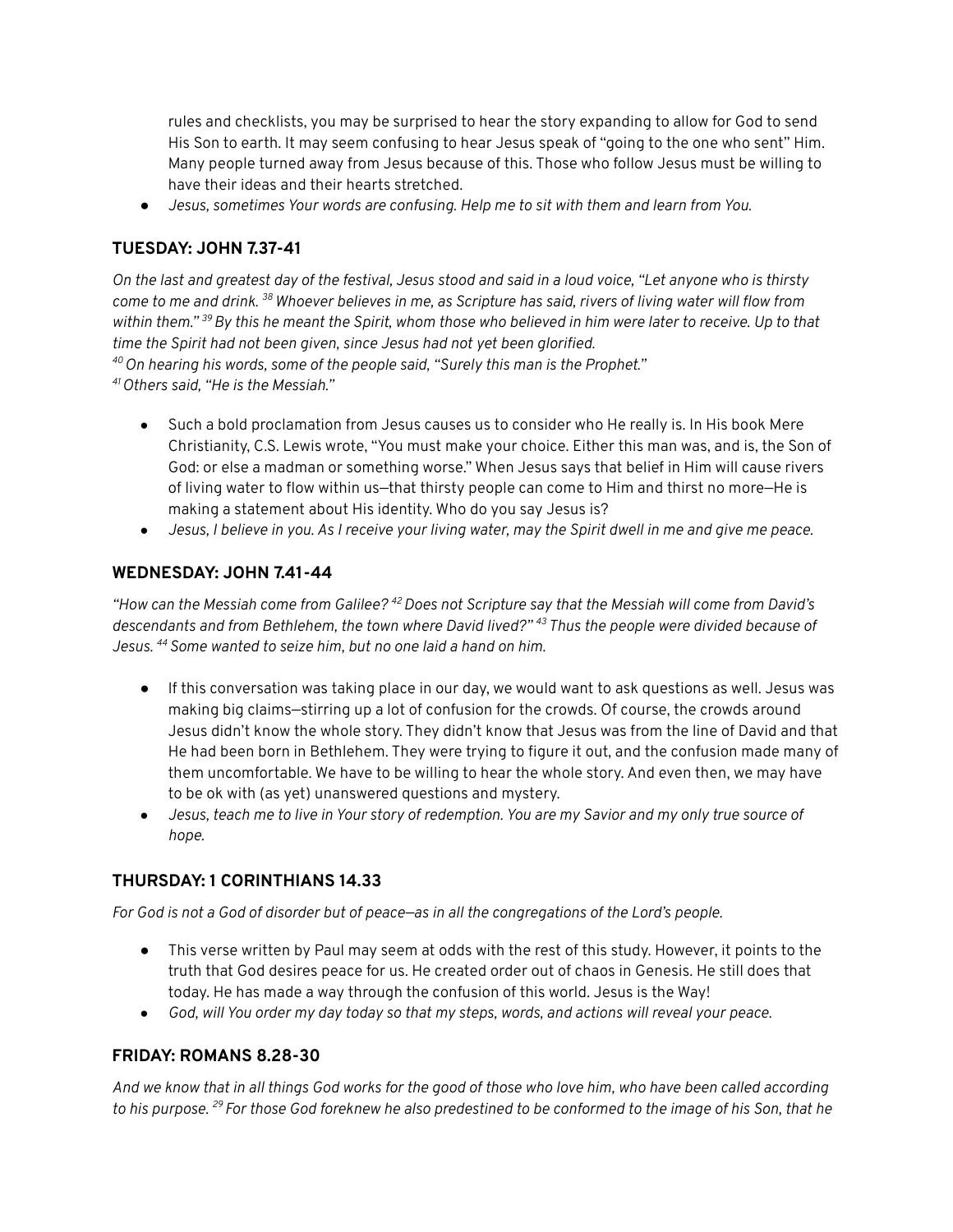rules and checklists, you may be surprised to hear the story expanding to allow for God to send His Son to earth. It may seem confusing to hear Jesus speak of "going to the one who sent" Him. Many people turned away from Jesus because of this. Those who follow Jesus must be willing to have their ideas and their hearts stretched.

- *Jesus, sometimes Your words are confusing. Help me to sit with them and learn from You.*

## TUESDAY: JOHN 7.37-41

*On the last and greatest day of the festival, Jesus stood and said in a loud voice, "Let anyone who is thirsty come to me and drink. [38] Whoever believes in me, as Scripture has said, rivers of living water will flow from within them." [39] By this he meant the Spirit, whom those who believed in him were later to receive. Up to that time the Spirit had not been given, since Jesus had not yet been glorified.*
*[40] On hearing his words, some of the people said, "Surely this man is the Prophet."*
*[41] Others said, "He is the Messiah."*

- Such a bold proclamation from Jesus causes us to consider who He really is. In His book Mere Christianity, C.S. Lewis wrote, "You must make your choice. Either this man was, and is, the Son of God: or else a madman or something worse." When Jesus says that belief in Him will cause rivers of living water to flow within us—that thirsty people can come to Him and thirst no more—He is making a statement about His identity. Who do you say Jesus is?
- *Jesus, I believe in you. As I receive your living water, may the Spirit dwell in me and give me peace.*

## WEDNESDAY: JOHN 7.41-44

*"How can the Messiah come from Galilee? [42] Does not Scripture say that the Messiah will come from David's descendants and from Bethlehem, the town where David lived?" [43] Thus the people were divided because of Jesus. [44] Some wanted to seize him, but no one laid a hand on him.*

- If this conversation was taking place in our day, we would want to ask questions as well. Jesus was making big claims—stirring up a lot of confusion for the crowds. Of course, the crowds around Jesus didn't know the whole story. They didn't know that Jesus was from the line of David and that He had been born in Bethlehem. They were trying to figure it out, and the confusion made many of them uncomfortable. We have to be willing to hear the whole story. And even then, we may have to be ok with (as yet) unanswered questions and mystery.
- *Jesus, teach me to live in Your story of redemption. You are my Savior and my only true source of hope.*

## THURSDAY: 1 CORINTHIANS 14.33

*For God is not a God of disorder but of peace—as in all the congregations of the Lord's people.*

- This verse written by Paul may seem at odds with the rest of this study. However, it points to the truth that God desires peace for us. He created order out of chaos in Genesis. He still does that today. He has made a way through the confusion of this world. Jesus is the Way!
- *God, will You order my day today so that my steps, words, and actions will reveal your peace.*

## FRIDAY: ROMANS 8.28-30

*And we know that in all things God works for the good of those who love him, who have been called according to his purpose. [29] For those God foreknew he also predestined to be conformed to the image of his Son, that he*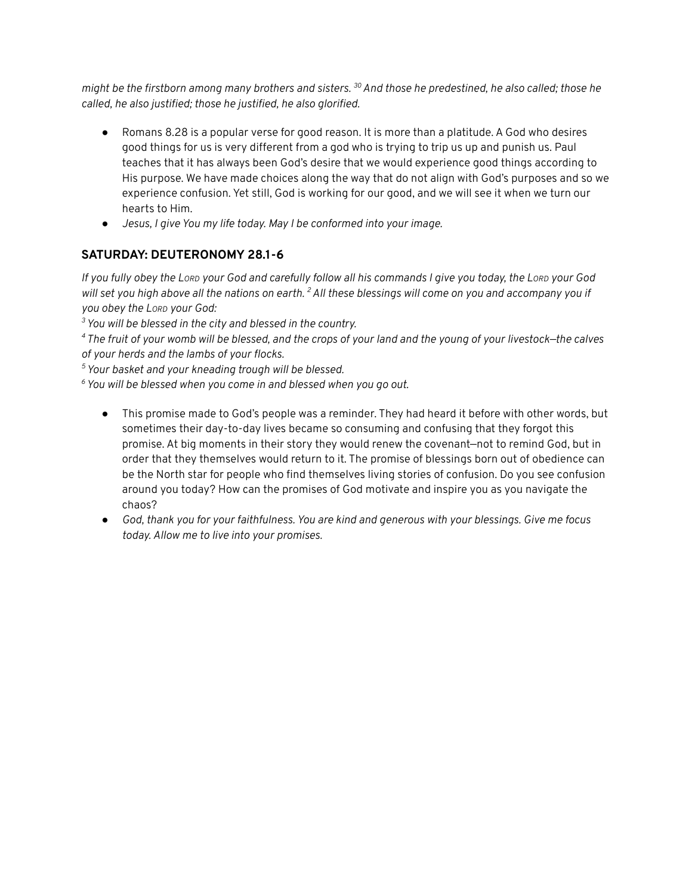*might be the firstborn among many brothers and sisters.* [30] *And those he predestined, he also called; those he called, he also justified; those he justified, he also glorified.*

- Romans 8.28 is a popular verse for good reason. It is more than a platitude. A God who desires good things for us is very different from a god who is trying to trip us up and punish us. Paul teaches that it has always been God's desire that we would experience good things according to His purpose. We have made choices along the way that do not align with God's purposes and so we experience confusion. Yet still, God is working for our good, and we will see it when we turn our hearts to Him.
- *Jesus, I give You my life today. May I be conformed into your image.*

## SATURDAY: DEUTERONOMY 28.1-6

*If you fully obey the LORD your God and carefully follow all his commands I give you today, the LORD your God will set you high above all the nations on earth.* [2] *All these blessings will come on you and accompany you if you obey the LORD your God:*

[3] *You will be blessed in the city and blessed in the country.*

[4] *The fruit of your womb will be blessed, and the crops of your land and the young of your livestock—the calves of your herds and the lambs of your flocks.*

[5] *Your basket and your kneading trough will be blessed.*

[6] *You will be blessed when you come in and blessed when you go out.*

- This promise made to God's people was a reminder. They had heard it before with other words, but sometimes their day-to-day lives became so consuming and confusing that they forgot this promise. At big moments in their story they would renew the covenant—not to remind God, but in order that they themselves would return to it. The promise of blessings born out of obedience can be the North star for people who find themselves living stories of confusion. Do you see confusion around you today? How can the promises of God motivate and inspire you as you navigate the chaos?
- *God, thank you for your faithfulness. You are kind and generous with your blessings. Give me focus today. Allow me to live into your promises.*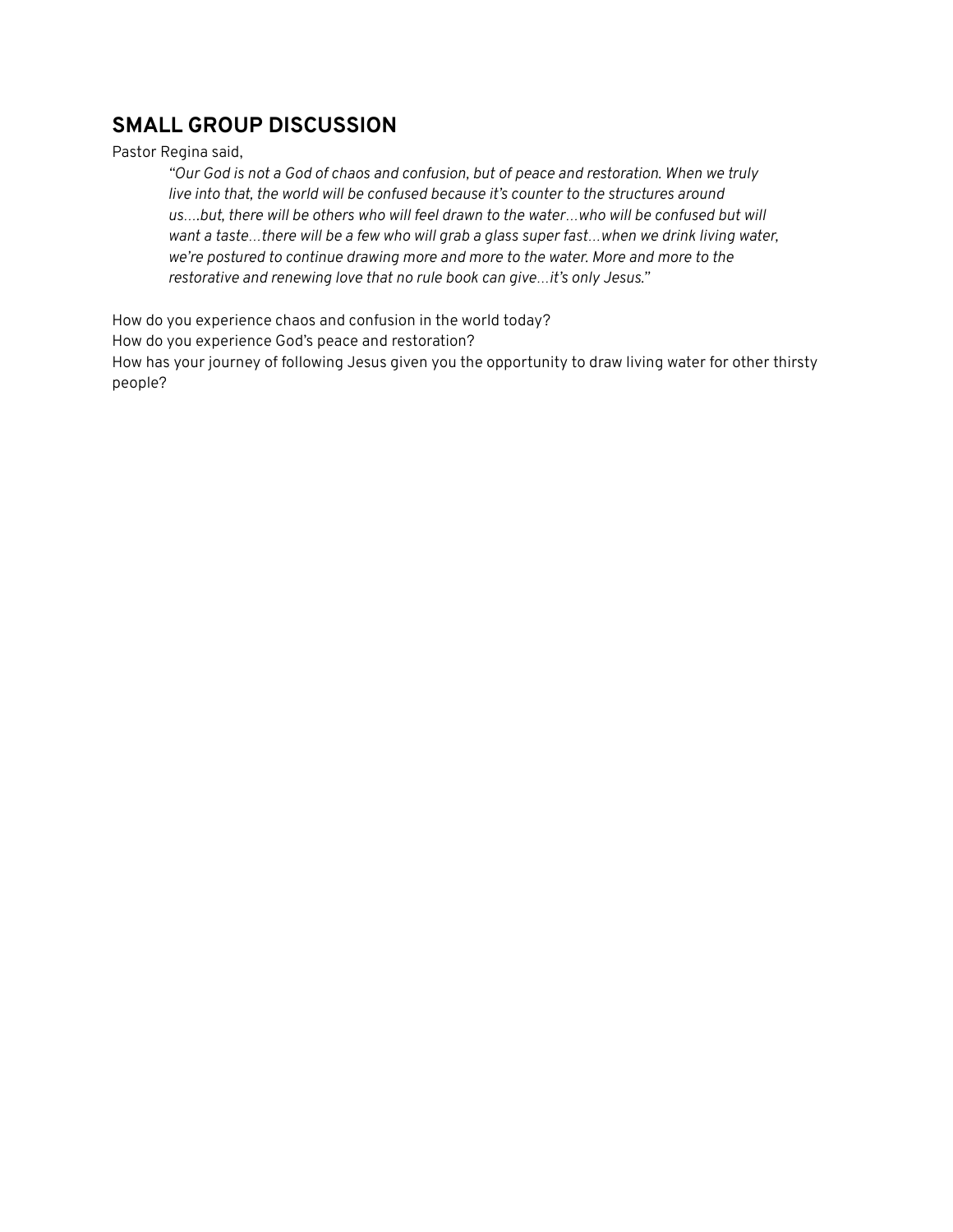## SMALL GROUP DISCUSSION

Pastor Regina said,

> *"Our God is not a God of chaos and confusion, but of peace and restoration. When we truly live into that, the world will be confused because it's counter to the structures around us….but, there will be others who will feel drawn to the water…who will be confused but will want a taste…there will be a few who will grab a glass super fast…when we drink living water, we're postured to continue drawing more and more to the water. More and more to the restorative and renewing love that no rule book can give…it's only Jesus."*

How do you experience chaos and confusion in the world today?
How do you experience God's peace and restoration?
How has your journey of following Jesus given you the opportunity to draw living water for other thirsty people?